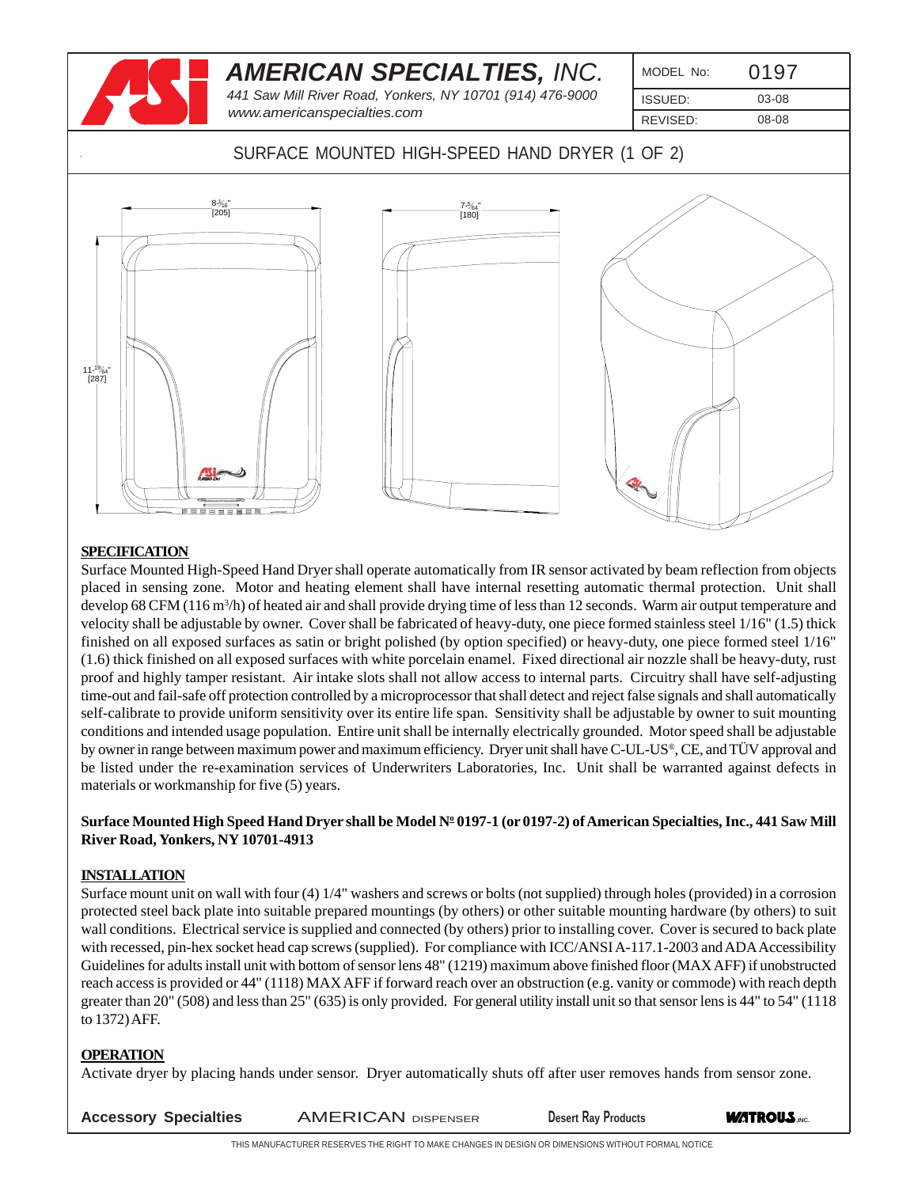# AMERICAN SPECIALTIES, INC.

*441 Saw Mill River Road, Yonkers, NY 10701 (914) 476-9000*
*www.americanspecialties.com*

| MODEL No: | 0197 |
|---|---|
| ISSUED: | 03-08 |
| REVISED: | 08-08 |

## SURFACE MOUNTED HIGH-SPEED HAND DRYER (1 OF 2)

8-1/16" [205]

7-5/64" [180]

11-19/64" [287]

### SPECIFICATION

Surface Mounted High-Speed Hand Dryer shall operate automatically from IR sensor activated by beam reflection from objects placed in sensing zone. Motor and heating element shall have internal resetting automatic thermal protection. Unit shall develop 68 CFM (116 $m^3$/h) of heated air and shall provide drying time of less than 12 seconds. Warm air output temperature and velocity shall be adjustable by owner. Cover shall be fabricated of heavy-duty, one piece formed stainless steel 1/16" (1.5) thick finished on all exposed surfaces as satin or bright polished (by option specified) or heavy-duty, one piece formed steel 1/16" (1.6) thick finished on all exposed surfaces with white porcelain enamel. Fixed directional air nozzle shall be heavy-duty, rust proof and highly tamper resistant. Air intake slots shall not allow access to internal parts. Circuitry shall have self-adjusting time-out and fail-safe off protection controlled by a microprocessor that shall detect and reject false signals and shall automatically self-calibrate to provide uniform sensitivity over its entire life span. Sensitivity shall be adjustable by owner to suit mounting conditions and intended usage population. Entire unit shall be internally electrically grounded. Motor speed shall be adjustable by owner in range between maximum power and maximum efficiency. Dryer unit shall have C-UL-US®, CE, and TÜV approval and be listed under the re-examination services of Underwriters Laboratories, Inc. Unit shall be warranted against defects in materials or workmanship for five (5) years.

**Surface Mounted High Speed Hand Dryer shall be Model № 0197-1 (or 0197-2) of American Specialties, Inc., 441 Saw Mill River Road, Yonkers, NY 10701-4913**

### INSTALLATION

Surface mount unit on wall with four (4) 1/4" washers and screws or bolts (not supplied) through holes (provided) in a corrosion protected steel back plate into suitable prepared mountings (by others) or other suitable mounting hardware (by others) to suit wall conditions. Electrical service is supplied and connected (by others) prior to installing cover. Cover is secured to back plate with recessed, pin-hex socket head cap screws (supplied). For compliance with ICC/ANSI A-117.1-2003 and ADA Accessibility Guidelines for adults install unit with bottom of sensor lens 48" (1219) maximum above finished floor (MAX AFF) if unobstructed reach access is provided or 44" (1118) MAX AFF if forward reach over an obstruction (e.g. vanity or commode) with reach depth greater than 20" (508) and less than 25" (635) is only provided. For general utility install unit so that sensor lens is 44" to 54" (1118 to 1372) AFF.

### OPERATION

Activate dryer by placing hands under sensor. Dryer automatically shuts off after user removes hands from sensor zone.

Accessory Specialties | AMERICAN DISPENSER | Desert Ray Products | WATROUS INC.

THIS MANUFACTURER RESERVES THE RIGHT TO MAKE CHANGES IN DESIGN OR DIMENSIONS WITHOUT FORMAL NOTICE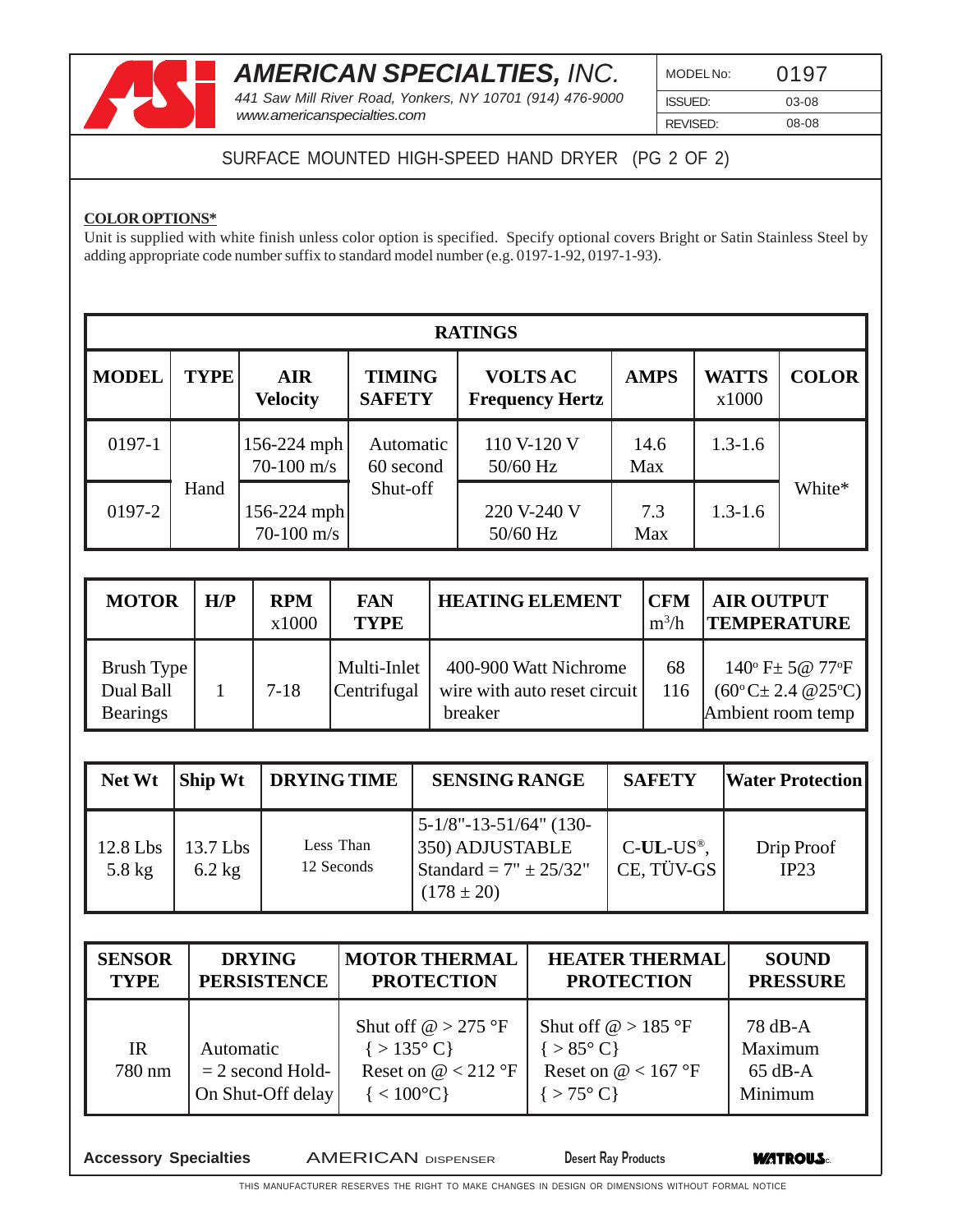# AMERICAN SPECIALTIES, INC.

*441 Saw Mill River Road, Yonkers, NY 10701 (914) 476-9000*
*www.americanspecialties.com*

| MODEL No: | 0197 |
|---|---|
| ISSUED: | 03-08 |
| REVISED: | 08-08 |

SURFACE MOUNTED HIGH-SPEED HAND DRYER (PG 2 OF 2)

**COLOR OPTIONS***

Unit is supplied with white finish unless color option is specified. Specify optional covers Bright or Satin Stainless Steel by adding appropriate code number suffix to standard model number (e.g. 0197-1-92, 0197-1-93).

**RATINGS**

| MODEL | TYPE | AIR Velocity | TIMING SAFETY | VOLTS AC Frequency Hertz | AMPS | WATTS x1000 | COLOR |
|---|---|---|---|---|---|---|---|
| 0197-1 | Hand | 156-224 mph 70-100 m/s | Automatic 60 second Shut-off | 110 V-120 V 50/60 Hz | 14.6 Max | 1.3-1.6 | White* |
| 0197-2 | | 156-224 mph 70-100 m/s | | 220 V-240 V 50/60 Hz | 7.3 Max | 1.3-1.6 | |

| MOTOR | H/P | RPM x1000 | FAN TYPE | HEATING ELEMENT | CFM $m^3/h$ | AIR OUTPUT TEMPERATURE |
|---|---|---|---|---|---|---|
| Brush Type Dual Ball Bearings | 1 | 7-18 | Multi-Inlet Centrifugal | 400-900 Watt Nichrome wire with auto reset circuit breaker | 68 116 | 140° F± 5@ 77°F (60°C± 2.4 @25°C) Ambient room temp |

| Net Wt | Ship Wt | DRYING TIME | SENSING RANGE | SAFETY | Water Protection |
|---|---|---|---|---|---|
| 12.8 Lbs 5.8 kg | 13.7 Lbs 6.2 kg | Less Than 12 Seconds | 5-1/8"-13-51/64" (130-350) ADJUSTABLE Standard = 7" ± 25/32" (178 ± 20) | C-**UL**-US®, CE, TÜV-GS | Drip Proof IP23 |

| SENSOR TYPE | DRYING PERSISTENCE | MOTOR THERMAL PROTECTION | HEATER THERMAL PROTECTION | SOUND PRESSURE |
|---|---|---|---|---|
| IR 780 nm | Automatic = 2 second Hold-On Shut-Off delay | Shut off @ > 275 °F { > 135° C} Reset on @ < 212 °F { < 100°C} | Shut off @ > 185 °F { > 85° C} Reset on @ < 167 °F { > 75° C} | 78 dB-A Maximum 65 dB-A Minimum |

Accessory Specialties | AMERICAN DISPENSER | Desert Ray Products | WATROUS

THIS MANUFACTURER RESERVES THE RIGHT TO MAKE CHANGES IN DESIGN OR DIMENSIONS WITHOUT FORMAL NOTICE